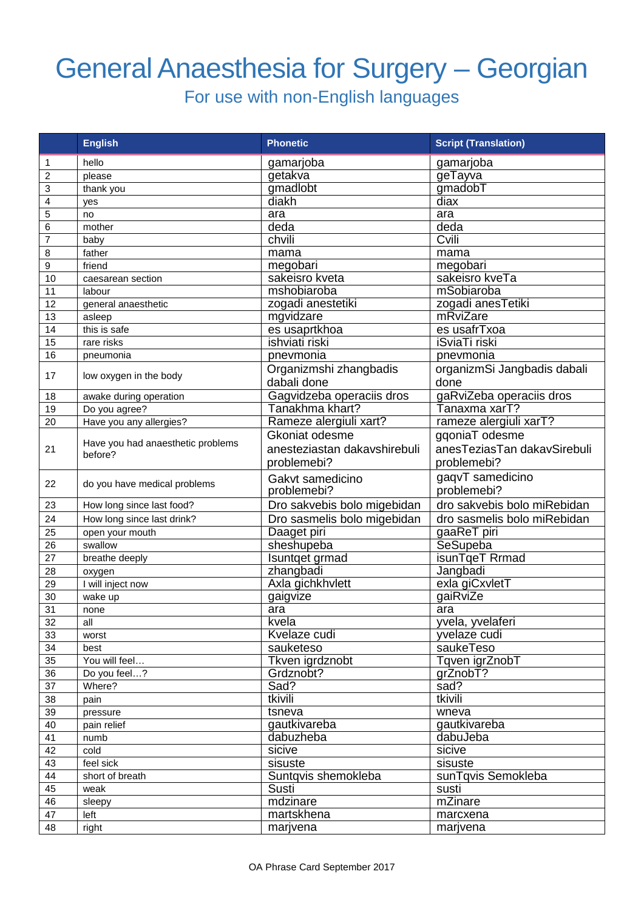# General Anaesthesia for Surgery – Georgian

## For use with non-English languages

| | English | Phonetic | Script (Translation) |
|---|---|---|---|
| 1 | hello | gamarjoba | gamarjoba |
| 2 | please | getakva | geTayva |
| 3 | thank you | gmadlobt | gmadobT |
| 4 | yes | diakh | diax |
| 5 | no | ara | ara |
| 6 | mother | deda | deda |
| 7 | baby | chvili | Cvili |
| 8 | father | mama | mama |
| 9 | friend | megobari | megobari |
| 10 | caesarean section | sakeisro kveta | sakeisro kveTa |
| 11 | labour | mshobiaroba | mSobiaroba |
| 12 | general anaesthetic | zogadi anestetiki | zogadi anesTetiki |
| 13 | asleep | mgvidzare | mRviZare |
| 14 | this is safe | es usaprtkhoa | es usafrTxoa |
| 15 | rare risks | ishviati riski | iSviaTi riski |
| 16 | pneumonia | pnevmonia | pnevmonia |
| 17 | low oxygen in the body | Organizmshi zhangbadis dabali done | organizmSi Jangbadis dabali done |
| 18 | awake during operation | Gagvidzeba operaciis dros | gaRviZeba operaciis dros |
| 19 | Do you agree? | Tanakhma khart? | Tanaxma xarT? |
| 20 | Have you any allergies? | Rameze alergiuli xart? | rameze alergiuli xarT? |
| 21 | Have you had anaesthetic problems before? | Gkoniat odesme anesteziastan dakavshirebuli problemebi? | gqoniaT odesme anesTeziasTan dakavSirebuli problemebi? |
| 22 | do you have medical problems | Gakvt samedicino problemebi? | gaqvT samedicino problemebi? |
| 23 | How long since last food? | Dro sakvebis bolo migebidan | dro sakvebis bolo miRebidan |
| 24 | How long since last drink? | Dro sasmelis bolo migebidan | dro sasmelis bolo miRebidan |
| 25 | open your mouth | Daaget piri | gaaReT piri |
| 26 | swallow | sheshupeba | SeSupeba |
| 27 | breathe deeply | Isuntqet grmad | isunTqeT Rrmad |
| 28 | oxygen | zhangbadi | Jangbadi |
| 29 | I will inject now | Axla gichkhvlett | exla giCxvletT |
| 30 | wake up | gaigvize | gaiRviZe |
| 31 | none | ara | ara |
| 32 | all | kvela | yvela, yvelaferi |
| 33 | worst | Kvelaze cudi | yvelaze cudi |
| 34 | best | sauketeso | saukeTeso |
| 35 | You will feel… | Tkven igrdznobt | Tqven igrZnobT |
| 36 | Do you feel…? | Grdznobt? | grZnobT? |
| 37 | Where? | Sad? | sad? |
| 38 | pain | tkivili | tkivili |
| 39 | pressure | tsneva | wneva |
| 40 | pain relief | gautkivareba | gautkivareba |
| 41 | numb | dabuzheba | dabuJeba |
| 42 | cold | sicive | sicive |
| 43 | feel sick | sisuste | sisuste |
| 44 | short of breath | Suntqvis shemokleba | sunTqvis Semokleba |
| 45 | weak | Susti | susti |
| 46 | sleepy | mdzinare | mZinare |
| 47 | left | martskhena | marcxena |
| 48 | right | marjvena | marjvena |

OA Phrase Card September 2017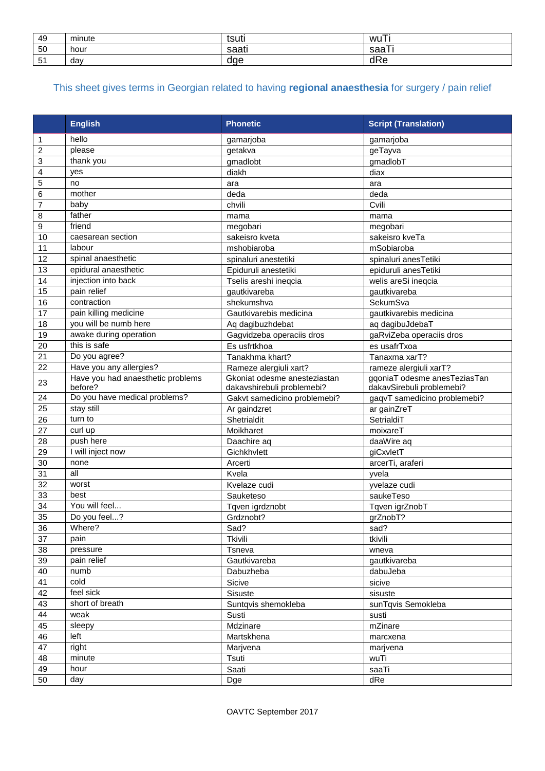| 49 | minute | tsuti | wuTi |
|---|---|---|---|
| 50 | hour | saati | saaTi |
| 51 | day | dge | dRe |

This sheet gives terms in Georgian related to having **regional anaesthesia** for surgery / pain relief

| | English | Phonetic | Script (Translation) |
|---|---|---|---|
| 1 | hello | gamarjoba | gamarjoba |
| 2 | please | getakva | geTayva |
| 3 | thank you | gmadlobt | gmadlobT |
| 4 | yes | diakh | diax |
| 5 | no | ara | ara |
| 6 | mother | deda | deda |
| 7 | baby | chvili | Cvili |
| 8 | father | mama | mama |
| 9 | friend | megobari | megobari |
| 10 | caesarean section | sakeisro kveta | sakeisro kveTa |
| 11 | labour | mshobiaroba | mSobiaroba |
| 12 | spinal anaesthetic | spinaluri anestetiki | spinaluri anesTetiki |
| 13 | epidural anaesthetic | Epiduruli anestetiki | epiduruli anesTetiki |
| 14 | injection into back | Tselis areshi ineqcia | welis areSi ineqcia |
| 15 | pain relief | gautkivareba | gautkivareba |
| 16 | contraction | shekumshva | SekumSva |
| 17 | pain killing medicine | Gautkivarebis medicina | gautkivarebis medicina |
| 18 | you will be numb here | Aq dagibuzhdebat | aq dagibuJdebaT |
| 19 | awake during operation | Gagvidzeba operaciis dros | gaRviZeba operaciis dros |
| 20 | this is safe | Es usfrtkhoa | es usafrTxoa |
| 21 | Do you agree? | Tanakhma khart? | Tanaxma xarT? |
| 22 | Have you any allergies? | Rameze alergiuli xart? | rameze alergiuli xarT? |
| 23 | Have you had anaesthetic problems before? | Gkoniat odesme anesteziastan dakavshirebuli problemebi? | gqoniaT odesme anesTeziasTan dakavSirebuli problemebi? |
| 24 | Do you have medical problems? | Gakvt samedicino problemebi? | gaqvT samedicino problemebi? |
| 25 | stay still | Ar gaindzret | ar gainZreT |
| 26 | turn to | Shetrialdit | SetrialdiT |
| 27 | curl up | Moikharet | moixareT |
| 28 | push here | Daachire aq | daaWire aq |
| 29 | I will inject now | Gichkhvlett | giCxvletT |
| 30 | none | Arcerti | arcerTi, araferi |
| 31 | all | Kvela | yvela |
| 32 | worst | Kvelaze cudi | yvelaze cudi |
| 33 | best | Sauketeso | saukeTeso |
| 34 | You will feel... | Tqven igrdznobt | Tqven igrZnobT |
| 35 | Do you feel...? | Grdznobt? | grZnobT? |
| 36 | Where? | Sad? | sad? |
| 37 | pain | Tkivili | tkivili |
| 38 | pressure | Tsneva | wneva |
| 39 | pain relief | Gautkivareba | gautkivareba |
| 40 | numb | Dabuzheba | dabuJeba |
| 41 | cold | Sicive | sicive |
| 42 | feel sick | Sisuste | sisuste |
| 43 | short of breath | Suntqvis shemokleba | sunTqvis Semokleba |
| 44 | weak | Susti | susti |
| 45 | sleepy | Mdzinare | mZinare |
| 46 | left | Martskhena | marcxena |
| 47 | right | Marjvena | marjvena |
| 48 | minute | Tsuti | wuTi |
| 49 | hour | Saati | saaTi |
| 50 | day | Dge | dRe |

OAVTC September 2017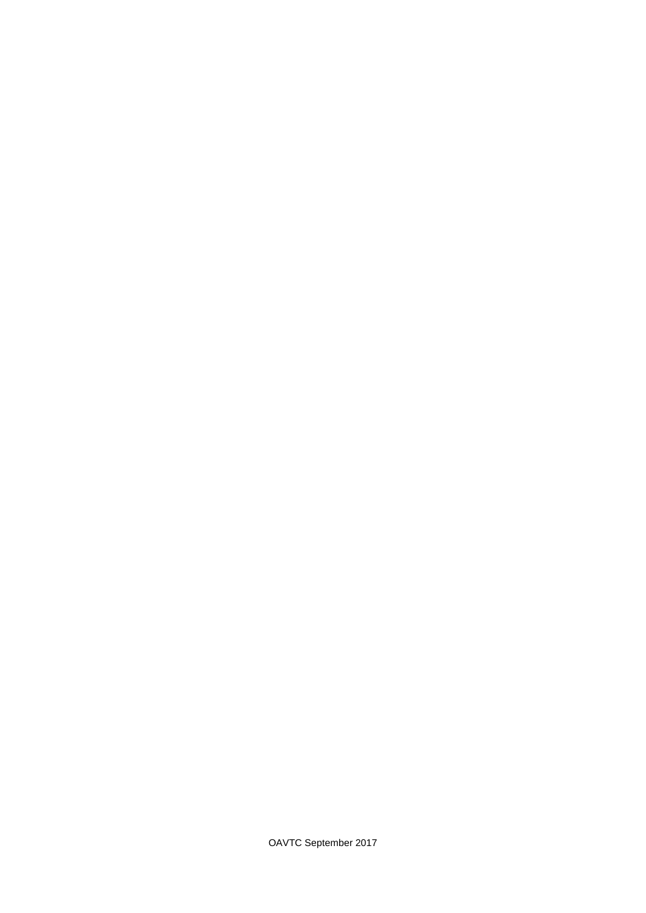OAVTC September 2017